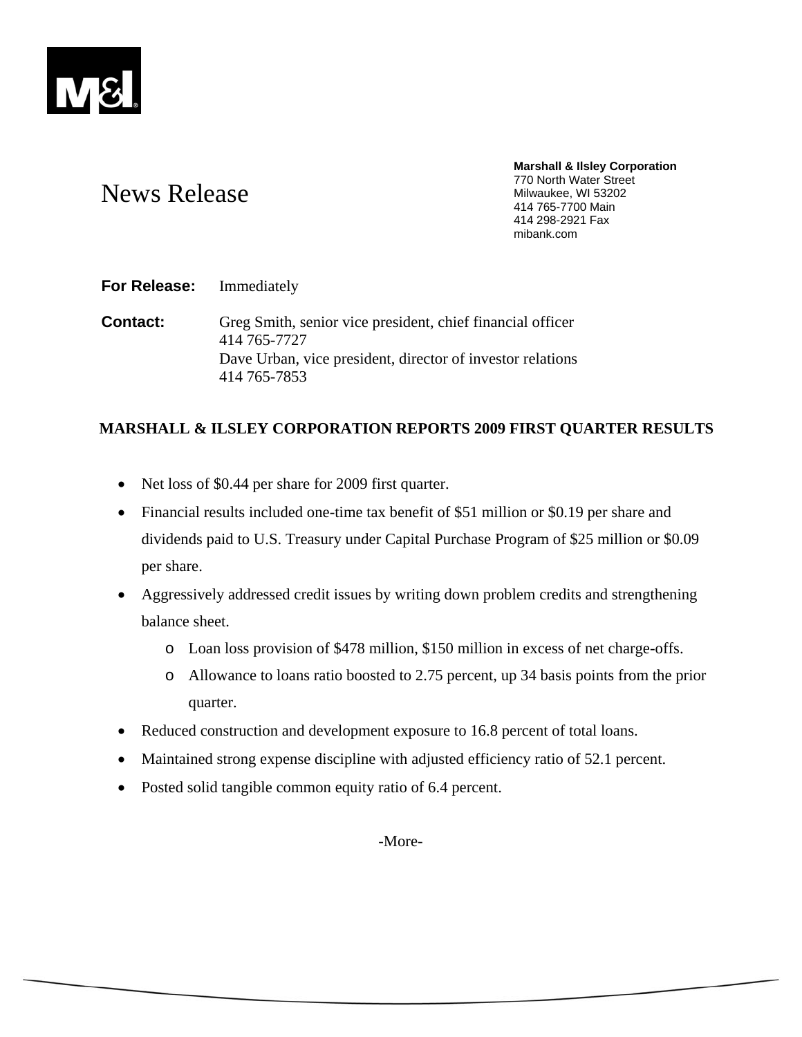# News Release

**Marshall & Ilsley Corporation**
770 North Water Street
Milwaukee, WI 53202
414 765-7700 Main
414 298-2921 Fax
mibank.com

**For Release:** Immediately

**Contact:** Greg Smith, senior vice president, chief financial officer
414 765-7727
Dave Urban, vice president, director of investor relations
414 765-7853

## MARSHALL & ILSLEY CORPORATION REPORTS 2009 FIRST QUARTER RESULTS

- Net loss of $0.44 per share for 2009 first quarter.
- Financial results included one-time tax benefit of $51 million or $0.19 per share and dividends paid to U.S. Treasury under Capital Purchase Program of $25 million or $0.09 per share.
- Aggressively addressed credit issues by writing down problem credits and strengthening balance sheet.
  - Loan loss provision of $478 million, $150 million in excess of net charge-offs.
  - Allowance to loans ratio boosted to 2.75 percent, up 34 basis points from the prior quarter.
- Reduced construction and development exposure to 16.8 percent of total loans.
- Maintained strong expense discipline with adjusted efficiency ratio of 52.1 percent.
- Posted solid tangible common equity ratio of 6.4 percent.

-More-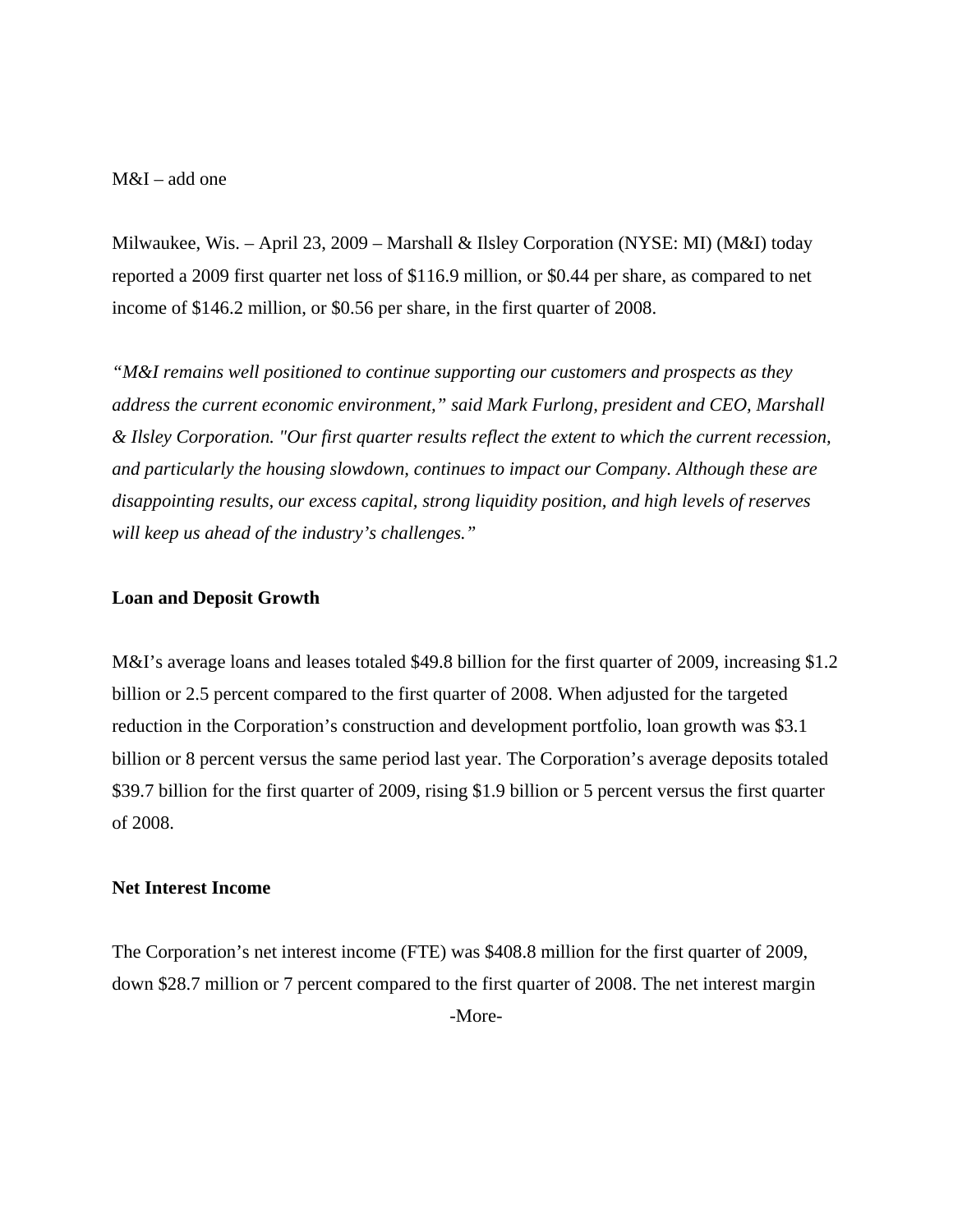M&I – add one

Milwaukee, Wis. – April 23, 2009 – Marshall & Ilsley Corporation (NYSE: MI) (M&I) today reported a 2009 first quarter net loss of $116.9 million, or $0.44 per share, as compared to net income of $146.2 million, or $0.56 per share, in the first quarter of 2008.

*“M&I remains well positioned to continue supporting our customers and prospects as they address the current economic environment,” said Mark Furlong, president and CEO, Marshall & Ilsley Corporation. "Our first quarter results reflect the extent to which the current recession, and particularly the housing slowdown, continues to impact our Company. Although these are disappointing results, our excess capital, strong liquidity position, and high levels of reserves will keep us ahead of the industry’s challenges.”*

**Loan and Deposit Growth**

M&I’s average loans and leases totaled $49.8 billion for the first quarter of 2009, increasing $1.2 billion or 2.5 percent compared to the first quarter of 2008. When adjusted for the targeted reduction in the Corporation’s construction and development portfolio, loan growth was $3.1 billion or 8 percent versus the same period last year. The Corporation’s average deposits totaled $39.7 billion for the first quarter of 2009, rising $1.9 billion or 5 percent versus the first quarter of 2008.

**Net Interest Income**

The Corporation’s net interest income (FTE) was $408.8 million for the first quarter of 2009, down $28.7 million or 7 percent compared to the first quarter of 2008. The net interest margin

-More-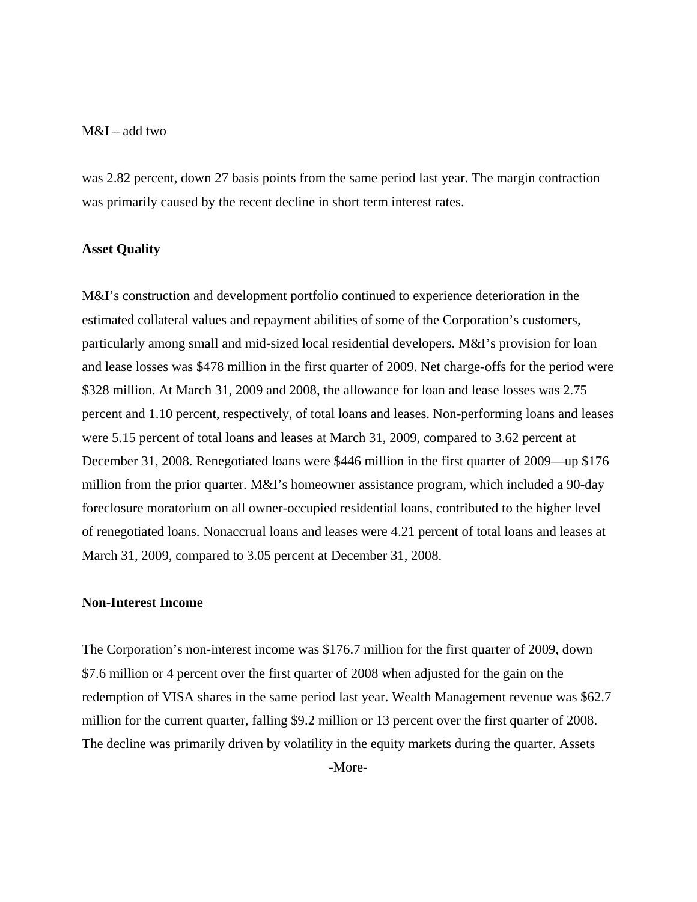was 2.82 percent, down 27 basis points from the same period last year. The margin contraction was primarily caused by the recent decline in short term interest rates.

**Asset Quality**

M&I's construction and development portfolio continued to experience deterioration in the estimated collateral values and repayment abilities of some of the Corporation's customers, particularly among small and mid-sized local residential developers. M&I's provision for loan and lease losses was $478 million in the first quarter of 2009. Net charge-offs for the period were $328 million. At March 31, 2009 and 2008, the allowance for loan and lease losses was 2.75 percent and 1.10 percent, respectively, of total loans and leases. Non-performing loans and leases were 5.15 percent of total loans and leases at March 31, 2009, compared to 3.62 percent at December 31, 2008. Renegotiated loans were $446 million in the first quarter of 2009—up $176 million from the prior quarter. M&I's homeowner assistance program, which included a 90-day foreclosure moratorium on all owner-occupied residential loans, contributed to the higher level of renegotiated loans. Nonaccrual loans and leases were 4.21 percent of total loans and leases at March 31, 2009, compared to 3.05 percent at December 31, 2008.

**Non-Interest Income**

The Corporation's non-interest income was $176.7 million for the first quarter of 2009, down $7.6 million or 4 percent over the first quarter of 2008 when adjusted for the gain on the redemption of VISA shares in the same period last year. Wealth Management revenue was $62.7 million for the current quarter, falling $9.2 million or 13 percent over the first quarter of 2008. The decline was primarily driven by volatility in the equity markets during the quarter. Assets

-More-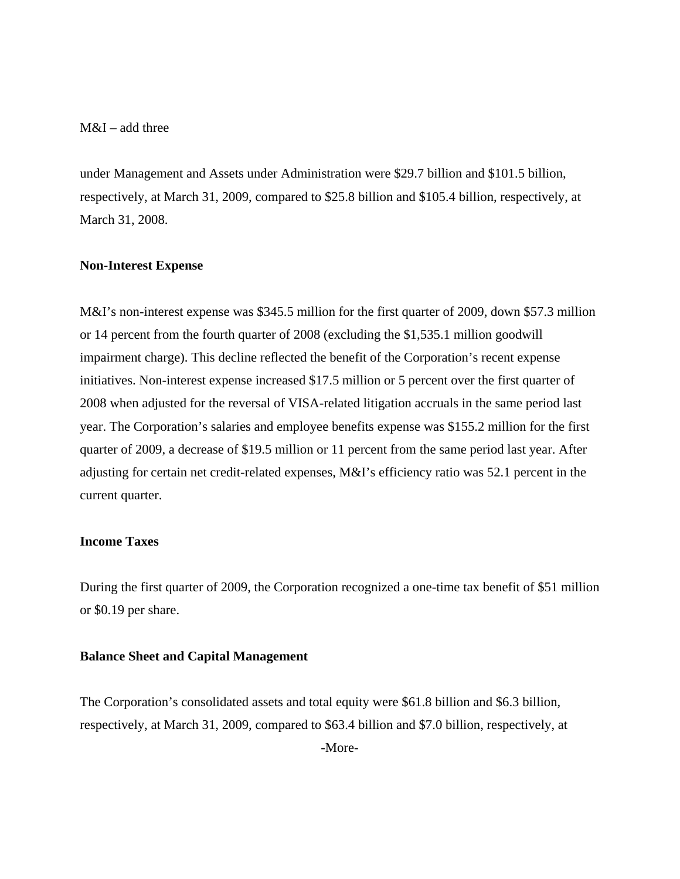under Management and Assets under Administration were $29.7 billion and $101.5 billion, respectively, at March 31, 2009, compared to $25.8 billion and $105.4 billion, respectively, at March 31, 2008.

**Non-Interest Expense**

M&I's non-interest expense was $345.5 million for the first quarter of 2009, down $57.3 million or 14 percent from the fourth quarter of 2008 (excluding the $1,535.1 million goodwill impairment charge). This decline reflected the benefit of the Corporation's recent expense initiatives. Non-interest expense increased $17.5 million or 5 percent over the first quarter of 2008 when adjusted for the reversal of VISA-related litigation accruals in the same period last year. The Corporation's salaries and employee benefits expense was $155.2 million for the first quarter of 2009, a decrease of $19.5 million or 11 percent from the same period last year. After adjusting for certain net credit-related expenses, M&I's efficiency ratio was 52.1 percent in the current quarter.

**Income Taxes**

During the first quarter of 2009, the Corporation recognized a one-time tax benefit of $51 million or $0.19 per share.

**Balance Sheet and Capital Management**

The Corporation's consolidated assets and total equity were $61.8 billion and $6.3 billion, respectively, at March 31, 2009, compared to $63.4 billion and $7.0 billion, respectively, at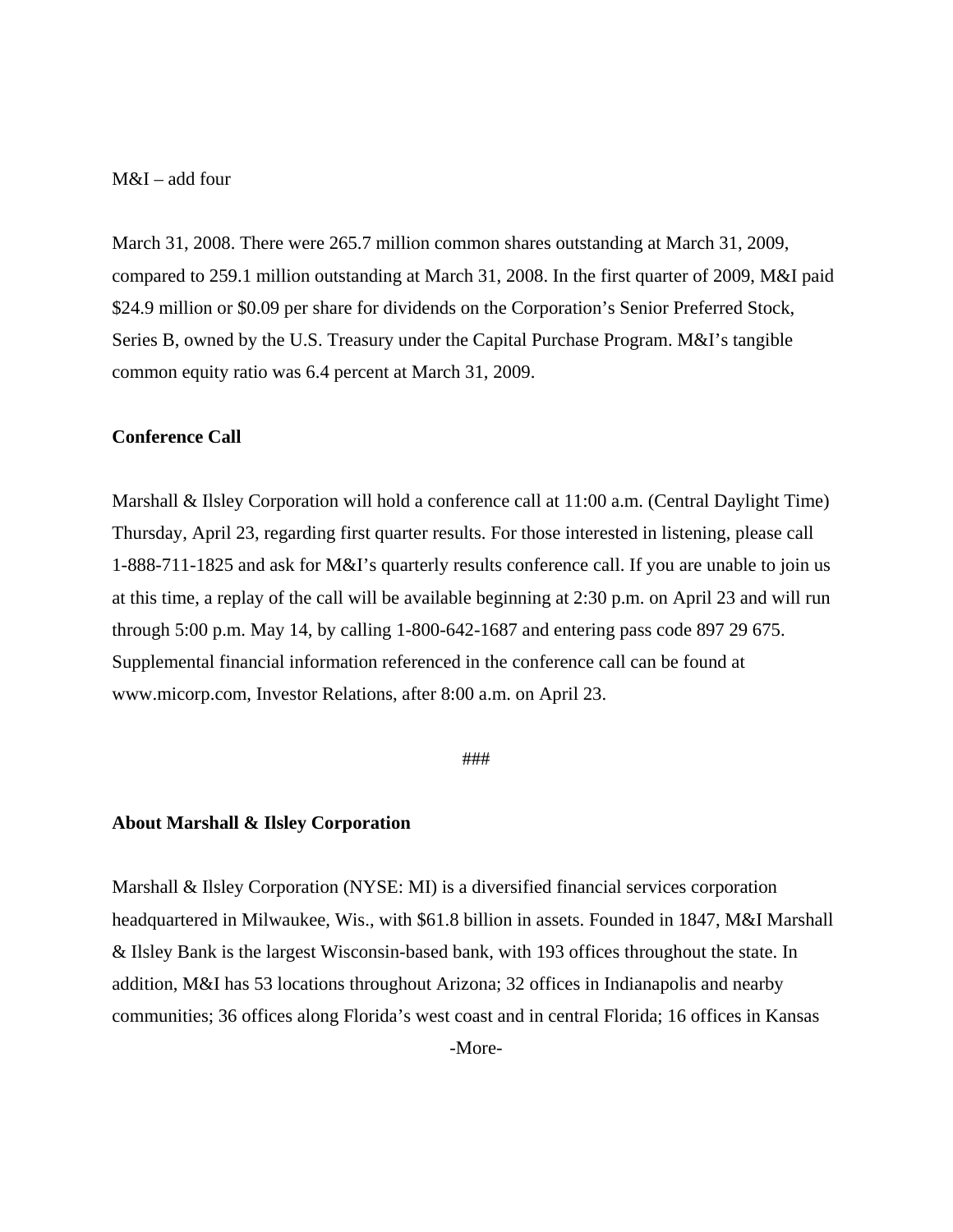March 31, 2008. There were 265.7 million common shares outstanding at March 31, 2009, compared to 259.1 million outstanding at March 31, 2008. In the first quarter of 2009, M&I paid $24.9 million or $0.09 per share for dividends on the Corporation's Senior Preferred Stock, Series B, owned by the U.S. Treasury under the Capital Purchase Program. M&I's tangible common equity ratio was 6.4 percent at March 31, 2009.

**Conference Call**

Marshall & Ilsley Corporation will hold a conference call at 11:00 a.m. (Central Daylight Time) Thursday, April 23, regarding first quarter results. For those interested in listening, please call 1-888-711-1825 and ask for M&I's quarterly results conference call. If you are unable to join us at this time, a replay of the call will be available beginning at 2:30 p.m. on April 23 and will run through 5:00 p.m. May 14, by calling 1-800-642-1687 and entering pass code 897 29 675. Supplemental financial information referenced in the conference call can be found at www.micorp.com, Investor Relations, after 8:00 a.m. on April 23.

###

**About Marshall & Ilsley Corporation**

Marshall & Ilsley Corporation (NYSE: MI) is a diversified financial services corporation headquartered in Milwaukee, Wis., with $61.8 billion in assets. Founded in 1847, M&I Marshall & Ilsley Bank is the largest Wisconsin-based bank, with 193 offices throughout the state. In addition, M&I has 53 locations throughout Arizona; 32 offices in Indianapolis and nearby communities; 36 offices along Florida's west coast and in central Florida; 16 offices in Kansas

-More-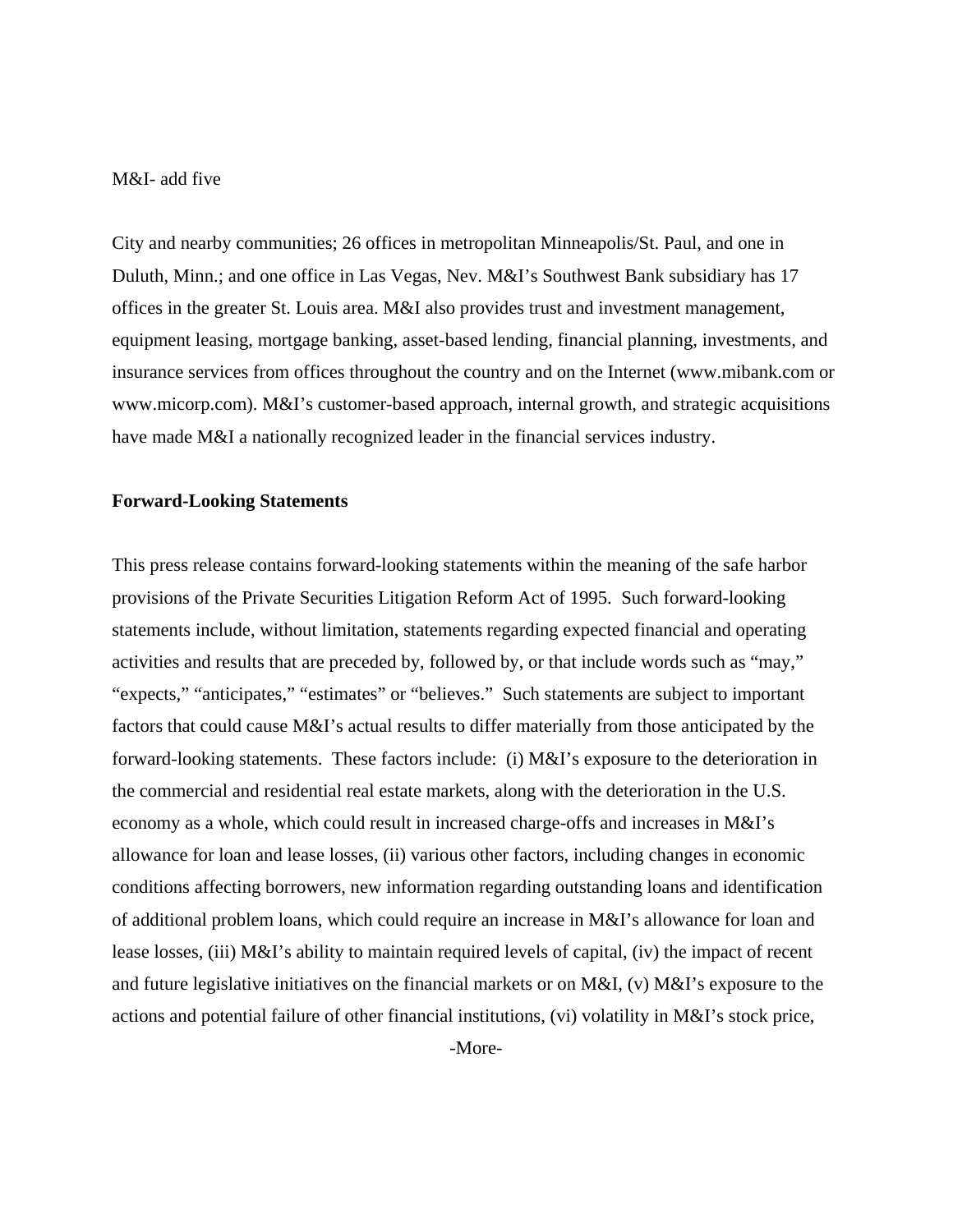City and nearby communities; 26 offices in metropolitan Minneapolis/St. Paul, and one in Duluth, Minn.; and one office in Las Vegas, Nev. M&I's Southwest Bank subsidiary has 17 offices in the greater St. Louis area. M&I also provides trust and investment management, equipment leasing, mortgage banking, asset-based lending, financial planning, investments, and insurance services from offices throughout the country and on the Internet (www.mibank.com or www.micorp.com). M&I's customer-based approach, internal growth, and strategic acquisitions have made M&I a nationally recognized leader in the financial services industry.

**Forward-Looking Statements**

This press release contains forward-looking statements within the meaning of the safe harbor provisions of the Private Securities Litigation Reform Act of 1995. Such forward-looking statements include, without limitation, statements regarding expected financial and operating activities and results that are preceded by, followed by, or that include words such as "may," "expects," "anticipates," "estimates" or "believes." Such statements are subject to important factors that could cause M&I's actual results to differ materially from those anticipated by the forward-looking statements. These factors include: (i) M&I's exposure to the deterioration in the commercial and residential real estate markets, along with the deterioration in the U.S. economy as a whole, which could result in increased charge-offs and increases in M&I's allowance for loan and lease losses, (ii) various other factors, including changes in economic conditions affecting borrowers, new information regarding outstanding loans and identification of additional problem loans, which could require an increase in M&I's allowance for loan and lease losses, (iii) M&I's ability to maintain required levels of capital, (iv) the impact of recent and future legislative initiatives on the financial markets or on M&I, (v) M&I's exposure to the actions and potential failure of other financial institutions, (vi) volatility in M&I's stock price,

-More-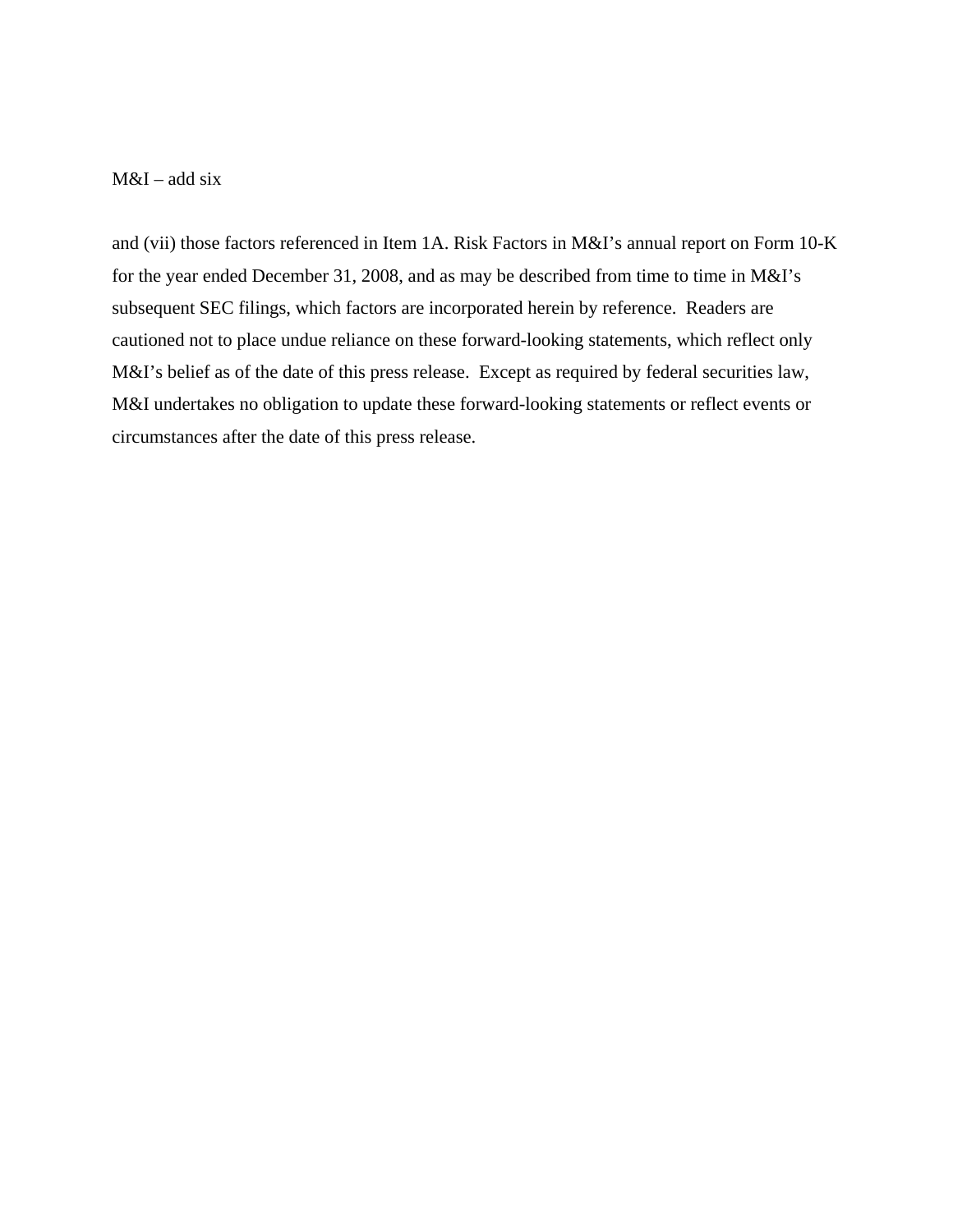and (vii) those factors referenced in Item 1A. Risk Factors in M&I's annual report on Form 10-K for the year ended December 31, 2008, and as may be described from time to time in M&I's subsequent SEC filings, which factors are incorporated herein by reference. Readers are cautioned not to place undue reliance on these forward-looking statements, which reflect only M&I's belief as of the date of this press release. Except as required by federal securities law, M&I undertakes no obligation to update these forward-looking statements or reflect events or circumstances after the date of this press release.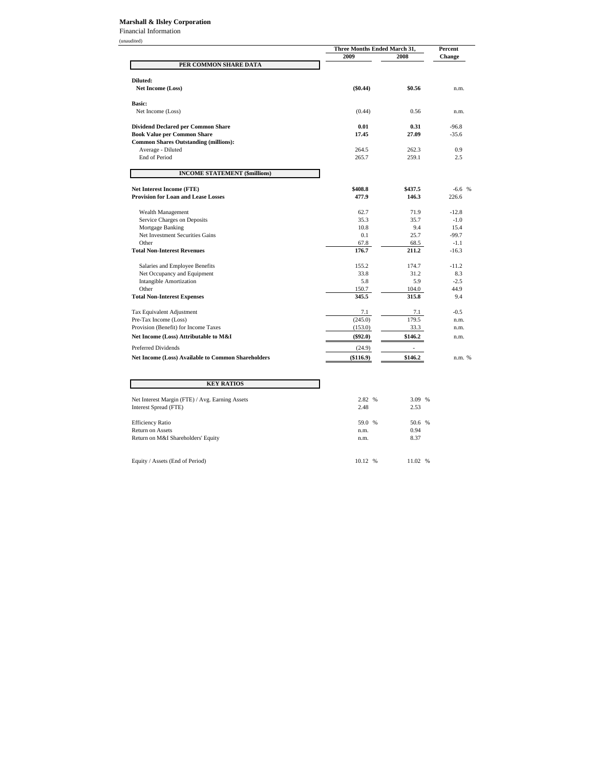**Marshall & Ilsley Corporation**
Financial Information
(unaudited)

| | Three Months Ended March 31, | | Percent |
|---|---|---|---|
| | 2009 | 2008 | Change |
| **PER COMMON SHARE DATA** | | | |
| **Diluted:** | | | |
| **Net Income (Loss)** | **($0.44)** | **$0.56** | n.m. |
| **Basic:** | | | |
| Net Income (Loss) | (0.44) | 0.56 | n.m. |
| **Dividend Declared per Common Share** | **0.01** | **0.31** | -96.8 |
| **Book Value per Common Share** | **17.45** | **27.09** | -35.6 |
| **Common Shares Outstanding (millions):** | | | |
| Average - Diluted | 264.5 | 262.3 | 0.9 |
| End of Period | 265.7 | 259.1 | 2.5 |
| **INCOME STATEMENT ($millions)** | | | |
| **Net Interest Income (FTE)** | **$408.8** | **$437.5** | -6.6 % |
| **Provision for Loan and Lease Losses** | **477.9** | **146.3** | 226.6 |
| Wealth Management | 62.7 | 71.9 | -12.8 |
| Service Charges on Deposits | 35.3 | 35.7 | -1.0 |
| Mortgage Banking | 10.8 | 9.4 | 15.4 |
| Net Investment Securities Gains | 0.1 | 25.7 | -99.7 |
| Other | 67.8 | 68.5 | -1.1 |
| **Total Non-Interest Revenues** | **176.7** | **211.2** | -16.3 |
| Salaries and Employee Benefits | 155.2 | 174.7 | -11.2 |
| Net Occupancy and Equipment | 33.8 | 31.2 | 8.3 |
| Intangible Amortization | 5.8 | 5.9 | -2.5 |
| Other | 150.7 | 104.0 | 44.9 |
| **Total Non-Interest Expenses** | **345.5** | **315.8** | 9.4 |
| Tax Equivalent Adjustment | 7.1 | 7.1 | -0.5 |
| Pre-Tax Income (Loss) | (245.0) | 179.5 | n.m. |
| Provision (Benefit) for Income Taxes | (153.0) | 33.3 | n.m. |
| **Net Income (Loss) Attributable to M&I** | **($92.0)** | **$146.2** | n.m. |
| Preferred Dividends | (24.9) | - | |
| **Net Income (Loss) Available to Common Shareholders** | **($116.9)** | **$146.2** | n.m. % |
| **KEY RATIOS** | | | |
| Net Interest Margin (FTE) / Avg. Earning Assets | 2.82 % | 3.09 % | |
| Interest Spread (FTE) | 2.48 | 2.53 | |
| Efficiency Ratio | 59.0 % | 50.6 % | |
| Return on Assets | n.m. | 0.94 | |
| Return on M&I Shareholders' Equity | n.m. | 8.37 | |
| Equity / Assets (End of Period) | 10.12 % | 11.02 % | |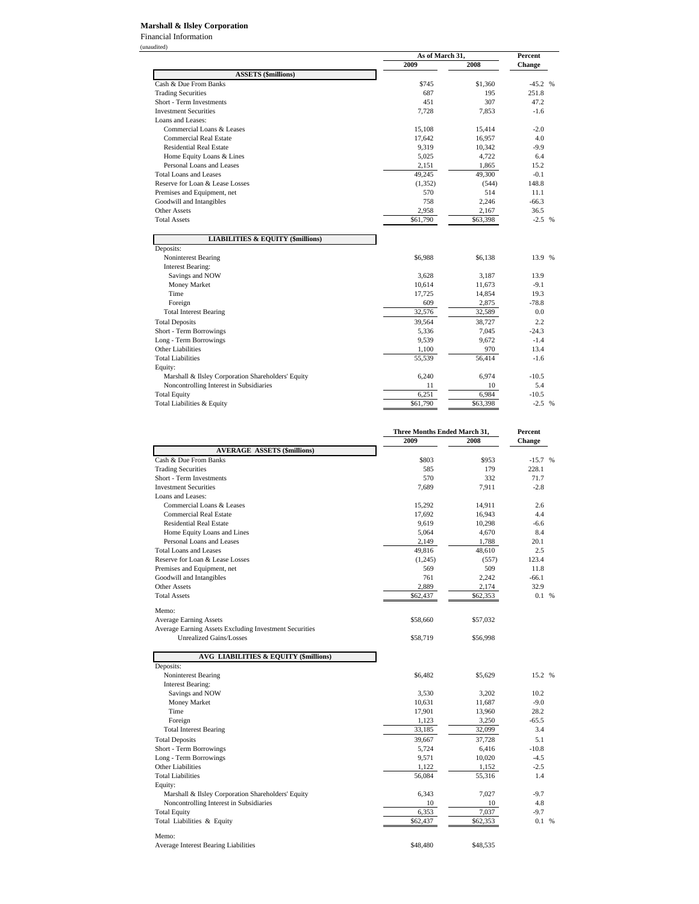**Marshall & Ilsley Corporation**

Financial Information

(unaudited)

| | As of March 31, | | Percent |
|---|---|---|---|
| | 2009 | 2008 | Change |
| **ASSETS ($millions)** | | | |
| Cash & Due From Banks | $745 | $1,360 | -45.2 % |
| Trading Securities | 687 | 195 | 251.8 |
| Short - Term Investments | 451 | 307 | 47.2 |
| Investment Securities | 7,728 | 7,853 | -1.6 |
| Loans and Leases: | | | |
| Commercial Loans & Leases | 15,108 | 15,414 | -2.0 |
| Commercial Real Estate | 17,642 | 16,957 | 4.0 |
| Residential Real Estate | 9,319 | 10,342 | -9.9 |
| Home Equity Loans & Lines | 5,025 | 4,722 | 6.4 |
| Personal Loans and Leases | 2,151 | 1,865 | 15.2 |
| Total Loans and Leases | 49,245 | 49,300 | -0.1 |
| Reserve for Loan & Lease Losses | (1,352) | (544) | 148.8 |
| Premises and Equipment, net | 570 | 514 | 11.1 |
| Goodwill and Intangibles | 758 | 2,246 | -66.3 |
| Other Assets | 2,958 | 2,167 | 36.5 |
| Total Assets | $61,790 | $63,398 | -2.5 % |
| **LIABILITIES & EQUITY ($millions)** | | | |
| Deposits: | | | |
| Noninterest Bearing | $6,988 | $6,138 | 13.9 % |
| Interest Bearing: | | | |
| Savings and NOW | 3,628 | 3,187 | 13.9 |
| Money Market | 10,614 | 11,673 | -9.1 |
| Time | 17,725 | 14,854 | 19.3 |
| Foreign | 609 | 2,875 | -78.8 |
| Total Interest Bearing | 32,576 | 32,589 | 0.0 |
| Total Deposits | 39,564 | 38,727 | 2.2 |
| Short - Term Borrowings | 5,336 | 7,045 | -24.3 |
| Long - Term Borrowings | 9,539 | 9,672 | -1.4 |
| Other Liabilities | 1,100 | 970 | 13.4 |
| Total Liabilities | 55,539 | 56,414 | -1.6 |
| Equity: | | | |
| Marshall & Ilsley Corporation Shareholders' Equity | 6,240 | 6,974 | -10.5 |
| Noncontrolling Interest in Subsidiaries | 11 | 10 | 5.4 |
| Total Equity | 6,251 | 6,984 | -10.5 |
| Total Liabilities & Equity | $61,790 | $63,398 | -2.5 % |

| | Three Months Ended March 31, | | Percent |
|---|---|---|---|
| | 2009 | 2008 | Change |
| **AVERAGE ASSETS ($millions)** | | | |
| Cash & Due From Banks | $803 | $953 | -15.7 % |
| Trading Securities | 585 | 179 | 228.1 |
| Short - Term Investments | 570 | 332 | 71.7 |
| Investment Securities | 7,689 | 7,911 | -2.8 |
| Loans and Leases: | | | |
| Commercial Loans & Leases | 15,292 | 14,911 | 2.6 |
| Commercial Real Estate | 17,692 | 16,943 | 4.4 |
| Residential Real Estate | 9,619 | 10,298 | -6.6 |
| Home Equity Loans and Lines | 5,064 | 4,670 | 8.4 |
| Personal Loans and Leases | 2,149 | 1,788 | 20.1 |
| Total Loans and Leases | 49,816 | 48,610 | 2.5 |
| Reserve for Loan & Lease Losses | (1,245) | (557) | 123.4 |
| Premises and Equipment, net | 569 | 509 | 11.8 |
| Goodwill and Intangibles | 761 | 2,242 | -66.1 |
| Other Assets | 2,889 | 2,174 | 32.9 |
| Total Assets | $62,437 | $62,353 | 0.1 % |
| Memo: | | | |
| Average Earning Assets | $58,660 | $57,032 | |
| Average Earning Assets Excluding Investment Securities Unrealized Gains/Losses | $58,719 | $56,998 | |
| **AVG LIABILITIES & EQUITY ($millions)** | | | |
| Deposits: | | | |
| Noninterest Bearing | $6,482 | $5,629 | 15.2 % |
| Interest Bearing: | | | |
| Savings and NOW | 3,530 | 3,202 | 10.2 |
| Money Market | 10,631 | 11,687 | -9.0 |
| Time | 17,901 | 13,960 | 28.2 |
| Foreign | 1,123 | 3,250 | -65.5 |
| Total Interest Bearing | 33,185 | 32,099 | 3.4 |
| Total Deposits | 39,667 | 37,728 | 5.1 |
| Short - Term Borrowings | 5,724 | 6,416 | -10.8 |
| Long - Term Borrowings | 9,571 | 10,020 | -4.5 |
| Other Liabilities | 1,122 | 1,152 | -2.5 |
| Total Liabilities | 56,084 | 55,316 | 1.4 |
| Equity: | | | |
| Marshall & Ilsley Corporation Shareholders' Equity | 6,343 | 7,027 | -9.7 |
| Noncontrolling Interest in Subsidiaries | 10 | 10 | 4.8 |
| Total Equity | 6,353 | 7,037 | -9.7 |
| Total Liabilities & Equity | $62,437 | $62,353 | 0.1 % |
| Memo: | | | |
| Average Interest Bearing Liabilities | $48,480 | $48,535 | |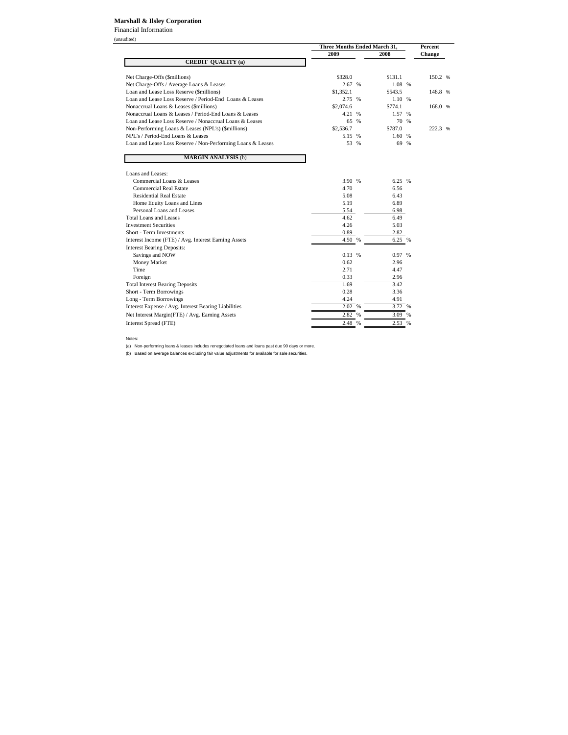**Marshall & Ilsey Corporation**

Financial Information

(unaudited)

| | Three Months Ended March 31, 2009 | 2008 | Percent Change |
|---|---|---|---|
| **CREDIT QUALITY (a)** | | | |
| Net Charge-Offs ($millions) | $328.0 | $131.1 | 150.2 % |
| Net Charge-Offs / Average Loans & Leases | 2.67 % | 1.08 % | |
| Loan and Lease Loss Reserve ($millions) | $1,352.1 | $543.5 | 148.8 % |
| Loan and Lease Loss Reserve / Period-End Loans & Leases | 2.75 % | 1.10 % | |
| Nonaccrual Loans & Leases ($millions) | $2,074.6 | $774.1 | 168.0 % |
| Nonaccrual Loans & Leases / Period-End Loans & Leases | 4.21 % | 1.57 % | |
| Loan and Lease Loss Reserve / Nonaccrual Loans & Leases | 65 % | 70 % | |
| Non-Performing Loans & Leases (NPL's) ($millions) | $2,536.7 | $787.0 | 222.3 % |
| NPL's / Period-End Loans & Leases | 5.15 % | 1.60 % | |
| Loan and Lease Loss Reserve / Non-Performing Loans & Leases | 53 % | 69 % | |
| **MARGIN ANALYSIS (b)** | | | |
| Loans and Leases: | | | |
| Commercial Loans & Leases | 3.90 % | 6.25 % | |
| Commercial Real Estate | 4.70 | 6.56 | |
| Residential Real Estate | 5.08 | 6.43 | |
| Home Equity Loans and Lines | 5.19 | 6.89 | |
| Personal Loans and Leases | 5.54 | 6.98 | |
| Total Loans and Leases | 4.62 | 6.49 | |
| Investment Securities | 4.26 | 5.03 | |
| Short - Term Investments | 0.89 | 2.82 | |
| Interest Income (FTE) / Avg. Interest Earning Assets | 4.50 % | 6.25 % | |
| Interest Bearing Deposits: | | | |
| Savings and NOW | 0.13 % | 0.97 % | |
| Money Market | 0.62 | 2.96 | |
| Time | 2.71 | 4.47 | |
| Foreign | 0.33 | 2.96 | |
| Total Interest Bearing Deposits | 1.69 | 3.42 | |
| Short - Term Borrowings | 0.28 | 3.36 | |
| Long - Term Borrowings | 4.24 | 4.91 | |
| Interest Expense / Avg. Interest Bearing Liabilities | 2.02 % | 3.72 % | |
| Net Interest Margin(FTE) / Avg. Earning Assets | 2.82 % | 3.09 % | |
| Interest Spread (FTE) | 2.48 % | 2.53 % | |

Notes:

(a) Non-performing loans & leases includes renegotiated loans and loans past due 90 days or more.

(b) Based on average balances excluding fair value adjustments for available for sale securities.